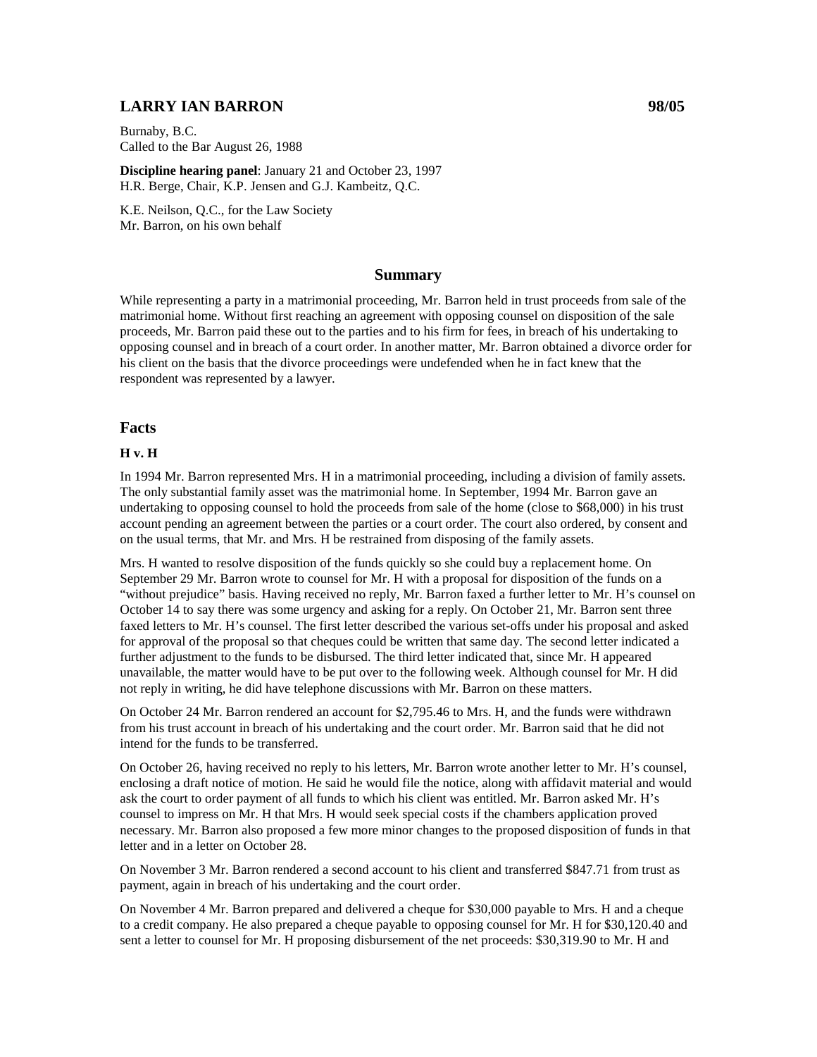## LARRY IAN BARRON 98/05

Burnaby, B.C.
Called to the Bar August 26, 1988

**Discipline hearing panel**: January 21 and October 23, 1997
H.R. Berge, Chair, K.P. Jensen and G.J. Kambeitz, Q.C.

K.E. Neilson, Q.C., for the Law Society
Mr. Barron, on his own behalf

### Summary

While representing a party in a matrimonial proceeding, Mr. Barron held in trust proceeds from sale of the matrimonial home. Without first reaching an agreement with opposing counsel on disposition of the sale proceeds, Mr. Barron paid these out to the parties and to his firm for fees, in breach of his undertaking to opposing counsel and in breach of a court order. In another matter, Mr. Barron obtained a divorce order for his client on the basis that the divorce proceedings were undefended when he in fact knew that the respondent was represented by a lawyer.

### Facts

#### H v. H

In 1994 Mr. Barron represented Mrs. H in a matrimonial proceeding, including a division of family assets. The only substantial family asset was the matrimonial home. In September, 1994 Mr. Barron gave an undertaking to opposing counsel to hold the proceeds from sale of the home (close to $68,000) in his trust account pending an agreement between the parties or a court order. The court also ordered, by consent and on the usual terms, that Mr. and Mrs. H be restrained from disposing of the family assets.

Mrs. H wanted to resolve disposition of the funds quickly so she could buy a replacement home. On September 29 Mr. Barron wrote to counsel for Mr. H with a proposal for disposition of the funds on a "without prejudice" basis. Having received no reply, Mr. Barron faxed a further letter to Mr. H's counsel on October 14 to say there was some urgency and asking for a reply. On October 21, Mr. Barron sent three faxed letters to Mr. H's counsel. The first letter described the various set-offs under his proposal and asked for approval of the proposal so that cheques could be written that same day. The second letter indicated a further adjustment to the funds to be disbursed. The third letter indicated that, since Mr. H appeared unavailable, the matter would have to be put over to the following week. Although counsel for Mr. H did not reply in writing, he did have telephone discussions with Mr. Barron on these matters.

On October 24 Mr. Barron rendered an account for $2,795.46 to Mrs. H, and the funds were withdrawn from his trust account in breach of his undertaking and the court order. Mr. Barron said that he did not intend for the funds to be transferred.

On October 26, having received no reply to his letters, Mr. Barron wrote another letter to Mr. H's counsel, enclosing a draft notice of motion. He said he would file the notice, along with affidavit material and would ask the court to order payment of all funds to which his client was entitled. Mr. Barron asked Mr. H's counsel to impress on Mr. H that Mrs. H would seek special costs if the chambers application proved necessary. Mr. Barron also proposed a few more minor changes to the proposed disposition of funds in that letter and in a letter on October 28.

On November 3 Mr. Barron rendered a second account to his client and transferred $847.71 from trust as payment, again in breach of his undertaking and the court order.

On November 4 Mr. Barron prepared and delivered a cheque for $30,000 payable to Mrs. H and a cheque to a credit company. He also prepared a cheque payable to opposing counsel for Mr. H for $30,120.40 and sent a letter to counsel for Mr. H proposing disbursement of the net proceeds: $30,319.90 to Mr. H and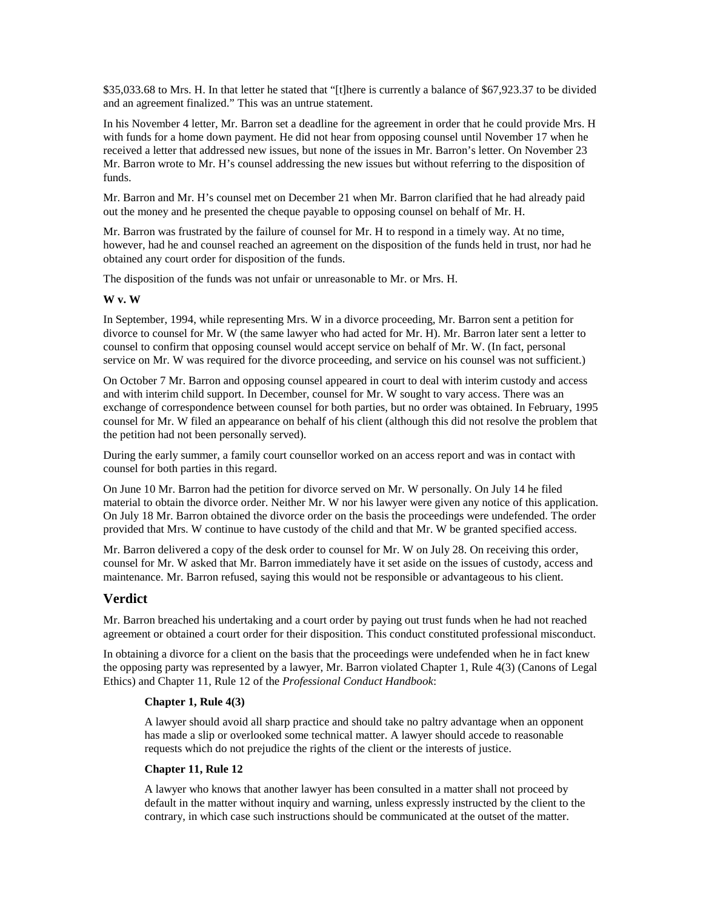$35,033.68 to Mrs. H. In that letter he stated that "[t]here is currently a balance of $67,923.37 to be divided and an agreement finalized." This was an untrue statement.

In his November 4 letter, Mr. Barron set a deadline for the agreement in order that he could provide Mrs. H with funds for a home down payment. He did not hear from opposing counsel until November 17 when he received a letter that addressed new issues, but none of the issues in Mr. Barron's letter. On November 23 Mr. Barron wrote to Mr. H's counsel addressing the new issues but without referring to the disposition of funds.

Mr. Barron and Mr. H's counsel met on December 21 when Mr. Barron clarified that he had already paid out the money and he presented the cheque payable to opposing counsel on behalf of Mr. H.

Mr. Barron was frustrated by the failure of counsel for Mr. H to respond in a timely way. At no time, however, had he and counsel reached an agreement on the disposition of the funds held in trust, nor had he obtained any court order for disposition of the funds.

The disposition of the funds was not unfair or unreasonable to Mr. or Mrs. H.

**W v. W**

In September, 1994, while representing Mrs. W in a divorce proceeding, Mr. Barron sent a petition for divorce to counsel for Mr. W (the same lawyer who had acted for Mr. H). Mr. Barron later sent a letter to counsel to confirm that opposing counsel would accept service on behalf of Mr. W. (In fact, personal service on Mr. W was required for the divorce proceeding, and service on his counsel was not sufficient.)

On October 7 Mr. Barron and opposing counsel appeared in court to deal with interim custody and access and with interim child support. In December, counsel for Mr. W sought to vary access. There was an exchange of correspondence between counsel for both parties, but no order was obtained. In February, 1995 counsel for Mr. W filed an appearance on behalf of his client (although this did not resolve the problem that the petition had not been personally served).

During the early summer, a family court counsellor worked on an access report and was in contact with counsel for both parties in this regard.

On June 10 Mr. Barron had the petition for divorce served on Mr. W personally. On July 14 he filed material to obtain the divorce order. Neither Mr. W nor his lawyer were given any notice of this application. On July 18 Mr. Barron obtained the divorce order on the basis the proceedings were undefended. The order provided that Mrs. W continue to have custody of the child and that Mr. W be granted specified access.

Mr. Barron delivered a copy of the desk order to counsel for Mr. W on July 28. On receiving this order, counsel for Mr. W asked that Mr. Barron immediately have it set aside on the issues of custody, access and maintenance. Mr. Barron refused, saying this would not be responsible or advantageous to his client.

## Verdict

Mr. Barron breached his undertaking and a court order by paying out trust funds when he had not reached agreement or obtained a court order for their disposition. This conduct constituted professional misconduct.

In obtaining a divorce for a client on the basis that the proceedings were undefended when he in fact knew the opposing party was represented by a lawyer, Mr. Barron violated Chapter 1, Rule 4(3) (Canons of Legal Ethics) and Chapter 11, Rule 12 of the *Professional Conduct Handbook*:

> **Chapter 1, Rule 4(3)**
>
> A lawyer should avoid all sharp practice and should take no paltry advantage when an opponent has made a slip or overlooked some technical matter. A lawyer should accede to reasonable requests which do not prejudice the rights of the client or the interests of justice.
>
> **Chapter 11, Rule 12**
>
> A lawyer who knows that another lawyer has been consulted in a matter shall not proceed by default in the matter without inquiry and warning, unless expressly instructed by the client to the contrary, in which case such instructions should be communicated at the outset of the matter.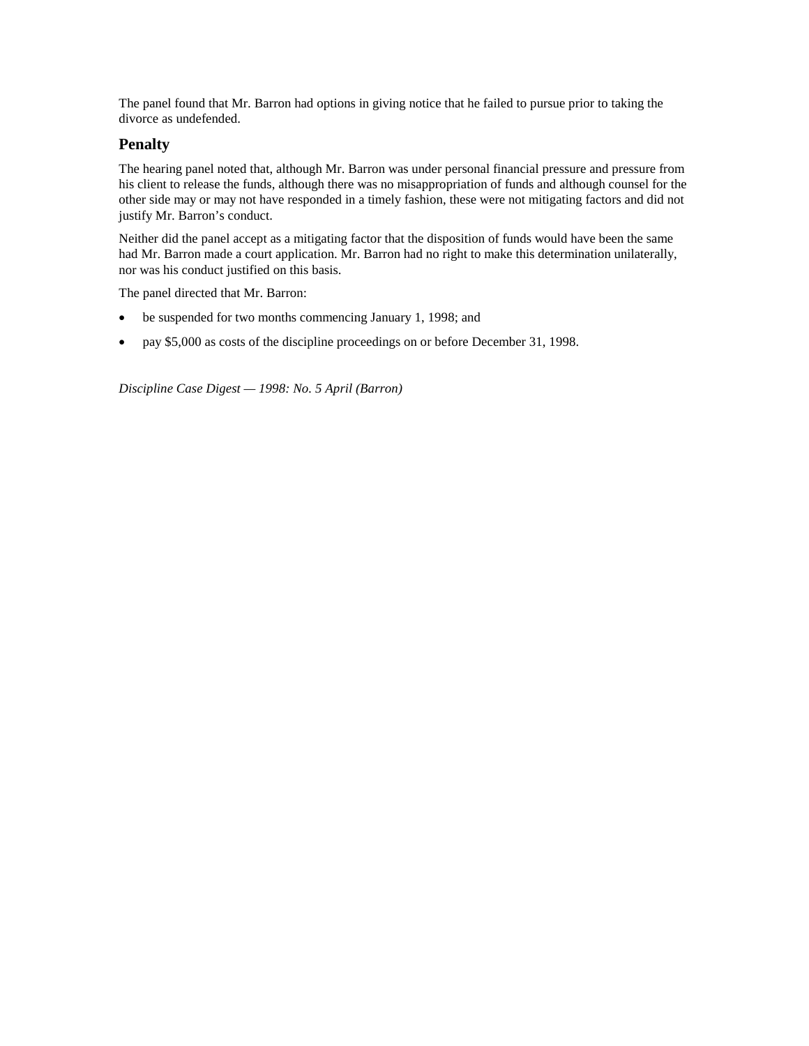The panel found that Mr. Barron had options in giving notice that he failed to pursue prior to taking the divorce as undefended.

## Penalty

The hearing panel noted that, although Mr. Barron was under personal financial pressure and pressure from his client to release the funds, although there was no misappropriation of funds and although counsel for the other side may or may not have responded in a timely fashion, these were not mitigating factors and did not justify Mr. Barron's conduct.

Neither did the panel accept as a mitigating factor that the disposition of funds would have been the same had Mr. Barron made a court application. Mr. Barron had no right to make this determination unilaterally, nor was his conduct justified on this basis.

The panel directed that Mr. Barron:

- be suspended for two months commencing January 1, 1998; and
- pay $5,000 as costs of the discipline proceedings on or before December 31, 1998.

*Discipline Case Digest — 1998: No. 5 April (Barron)*